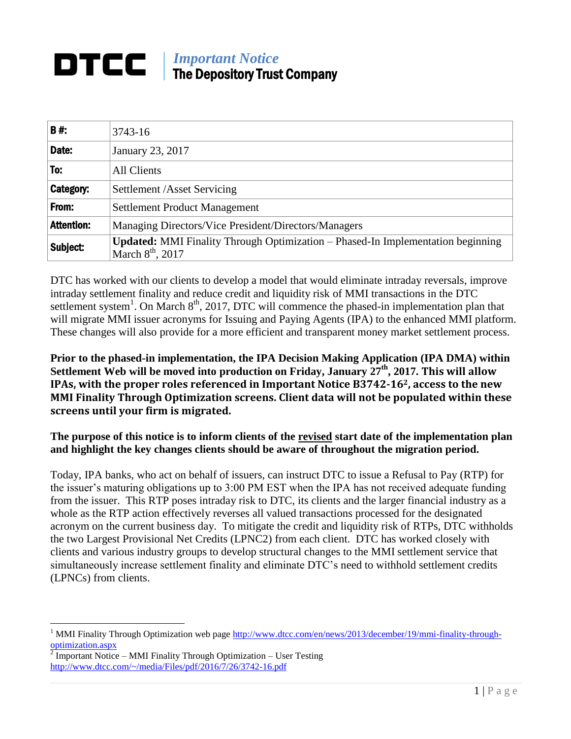# DTCC | *Important Notice* The Depository Trust Company

| B #: | 3743-16 |
|---|---|
| Date: | January 23, 2017 |
| To: | All Clients |
| Category: | Settlement /Asset Servicing |
| From: | Settlement Product Management |
| Attention: | Managing Directors/Vice President/Directors/Managers |
| Subject: | **Updated:** MMI Finality Through Optimization – Phased-In Implementation beginning March 8th, 2017 |

DTC has worked with our clients to develop a model that would eliminate intraday reversals, improve intraday settlement finality and reduce credit and liquidity risk of MMI transactions in the DTC settlement system[1]. On March 8th, 2017, DTC will commence the phased-in implementation plan that will migrate MMI issuer acronyms for Issuing and Paying Agents (IPA) to the enhanced MMI platform. These changes will also provide for a more efficient and transparent money market settlement process.

**Prior to the phased-in implementation, the IPA Decision Making Application (IPA DMA) within Settlement Web will be moved into production on Friday, January 27th, 2017. This will allow IPAs, with the proper roles referenced in Important Notice B3742-16[2], access to the new MMI Finality Through Optimization screens. Client data will not be populated within these screens until your firm is migrated.**

**The purpose of this notice is to inform clients of the revised start date of the implementation plan and highlight the key changes clients should be aware of throughout the migration period.**

Today, IPA banks, who act on behalf of issuers, can instruct DTC to issue a Refusal to Pay (RTP) for the issuer's maturing obligations up to 3:00 PM EST when the IPA has not received adequate funding from the issuer. This RTP poses intraday risk to DTC, its clients and the larger financial industry as a whole as the RTP action effectively reverses all valued transactions processed for the designated acronym on the current business day. To mitigate the credit and liquidity risk of RTPs, DTC withholds the two Largest Provisional Net Credits (LPNC2) from each client. DTC has worked closely with clients and various industry groups to develop structural changes to the MMI settlement service that simultaneously increase settlement finality and eliminate DTC's need to withhold settlement credits (LPNCs) from clients.

---

[1] MMI Finality Through Optimization web page http://www.dtcc.com/en/news/2013/december/19/mmi-finality-through-optimization.aspx

[2] Important Notice – MMI Finality Through Optimization – User Testing http://www.dtcc.com/~/media/Files/pdf/2016/7/26/3742-16.pdf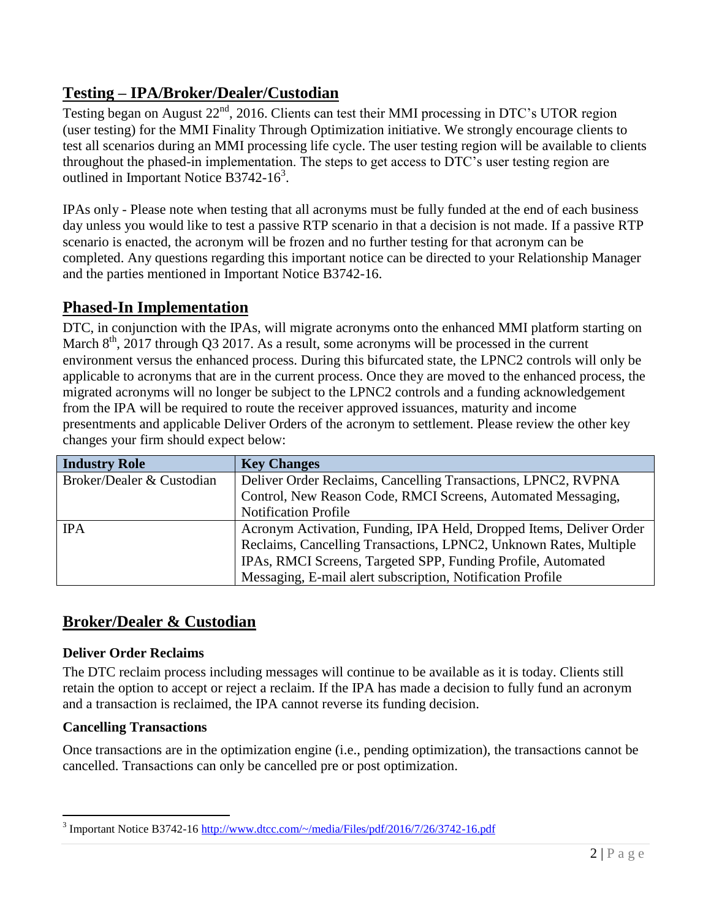## Testing – IPA/Broker/Dealer/Custodian

Testing began on August 22nd, 2016. Clients can test their MMI processing in DTC's UTOR region (user testing) for the MMI Finality Through Optimization initiative. We strongly encourage clients to test all scenarios during an MMI processing life cycle. The user testing region will be available to clients throughout the phased-in implementation. The steps to get access to DTC's user testing region are outlined in Important Notice B3742-16[3].

IPAs only - Please note when testing that all acronyms must be fully funded at the end of each business day unless you would like to test a passive RTP scenario in that a decision is not made. If a passive RTP scenario is enacted, the acronym will be frozen and no further testing for that acronym can be completed. Any questions regarding this important notice can be directed to your Relationship Manager and the parties mentioned in Important Notice B3742-16.

## Phased-In Implementation

DTC, in conjunction with the IPAs, will migrate acronyms onto the enhanced MMI platform starting on March 8th, 2017 through Q3 2017. As a result, some acronyms will be processed in the current environment versus the enhanced process. During this bifurcated state, the LPNC2 controls will only be applicable to acronyms that are in the current process. Once they are moved to the enhanced process, the migrated acronyms will no longer be subject to the LPNC2 controls and a funding acknowledgement from the IPA will be required to route the receiver approved issuances, maturity and income presentments and applicable Deliver Orders of the acronym to settlement. Please review the other key changes your firm should expect below:

| Industry Role | Key Changes |
| --- | --- |
| Broker/Dealer & Custodian | Deliver Order Reclaims, Cancelling Transactions, LPNC2, RVPNA Control, New Reason Code, RMCI Screens, Automated Messaging, Notification Profile |
| IPA | Acronym Activation, Funding, IPA Held, Dropped Items, Deliver Order Reclaims, Cancelling Transactions, LPNC2, Unknown Rates, Multiple IPAs, RMCI Screens, Targeted SPP, Funding Profile, Automated Messaging, E-mail alert subscription, Notification Profile |

## Broker/Dealer & Custodian

### Deliver Order Reclaims

The DTC reclaim process including messages will continue to be available as it is today. Clients still retain the option to accept or reject a reclaim. If the IPA has made a decision to fully fund an acronym and a transaction is reclaimed, the IPA cannot reverse its funding decision.

### Cancelling Transactions

Once transactions are in the optimization engine (i.e., pending optimization), the transactions cannot be cancelled. Transactions can only be cancelled pre or post optimization.

[3] Important Notice B3742-16 http://www.dtcc.com/~/media/Files/pdf/2016/7/26/3742-16.pdf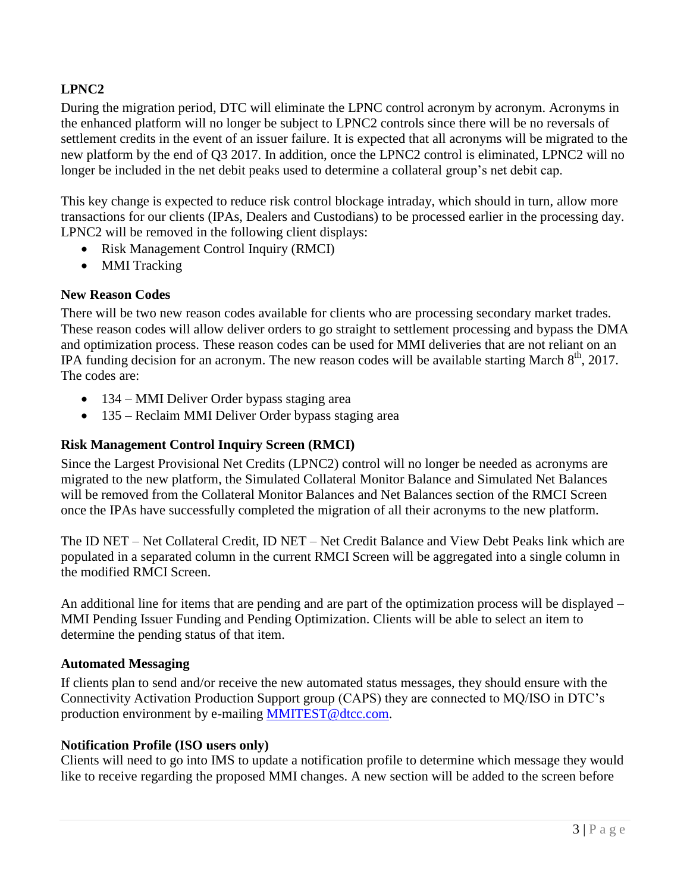**LPNC2**

During the migration period, DTC will eliminate the LPNC control acronym by acronym. Acronyms in the enhanced platform will no longer be subject to LPNC2 controls since there will be no reversals of settlement credits in the event of an issuer failure. It is expected that all acronyms will be migrated to the new platform by the end of Q3 2017. In addition, once the LPNC2 control is eliminated, LPNC2 will no longer be included in the net debit peaks used to determine a collateral group's net debit cap.

This key change is expected to reduce risk control blockage intraday, which should in turn, allow more transactions for our clients (IPAs, Dealers and Custodians) to be processed earlier in the processing day. LPNC2 will be removed in the following client displays:

- Risk Management Control Inquiry (RMCI)
- MMI Tracking

**New Reason Codes**

There will be two new reason codes available for clients who are processing secondary market trades. These reason codes will allow deliver orders to go straight to settlement processing and bypass the DMA and optimization process. These reason codes can be used for MMI deliveries that are not reliant on an IPA funding decision for an acronym. The new reason codes will be available starting March 8th, 2017. The codes are:

- 134 – MMI Deliver Order bypass staging area
- 135 – Reclaim MMI Deliver Order bypass staging area

**Risk Management Control Inquiry Screen (RMCI)**

Since the Largest Provisional Net Credits (LPNC2) control will no longer be needed as acronyms are migrated to the new platform, the Simulated Collateral Monitor Balance and Simulated Net Balances will be removed from the Collateral Monitor Balances and Net Balances section of the RMCI Screen once the IPAs have successfully completed the migration of all their acronyms to the new platform.

The ID NET – Net Collateral Credit, ID NET – Net Credit Balance and View Debt Peaks link which are populated in a separated column in the current RMCI Screen will be aggregated into a single column in the modified RMCI Screen.

An additional line for items that are pending and are part of the optimization process will be displayed – MMI Pending Issuer Funding and Pending Optimization. Clients will be able to select an item to determine the pending status of that item.

**Automated Messaging**

If clients plan to send and/or receive the new automated status messages, they should ensure with the Connectivity Activation Production Support group (CAPS) they are connected to MQ/ISO in DTC's production environment by e-mailing MMITEST@dtcc.com.

**Notification Profile (ISO users only)**

Clients will need to go into IMS to update a notification profile to determine which message they would like to receive regarding the proposed MMI changes. A new section will be added to the screen before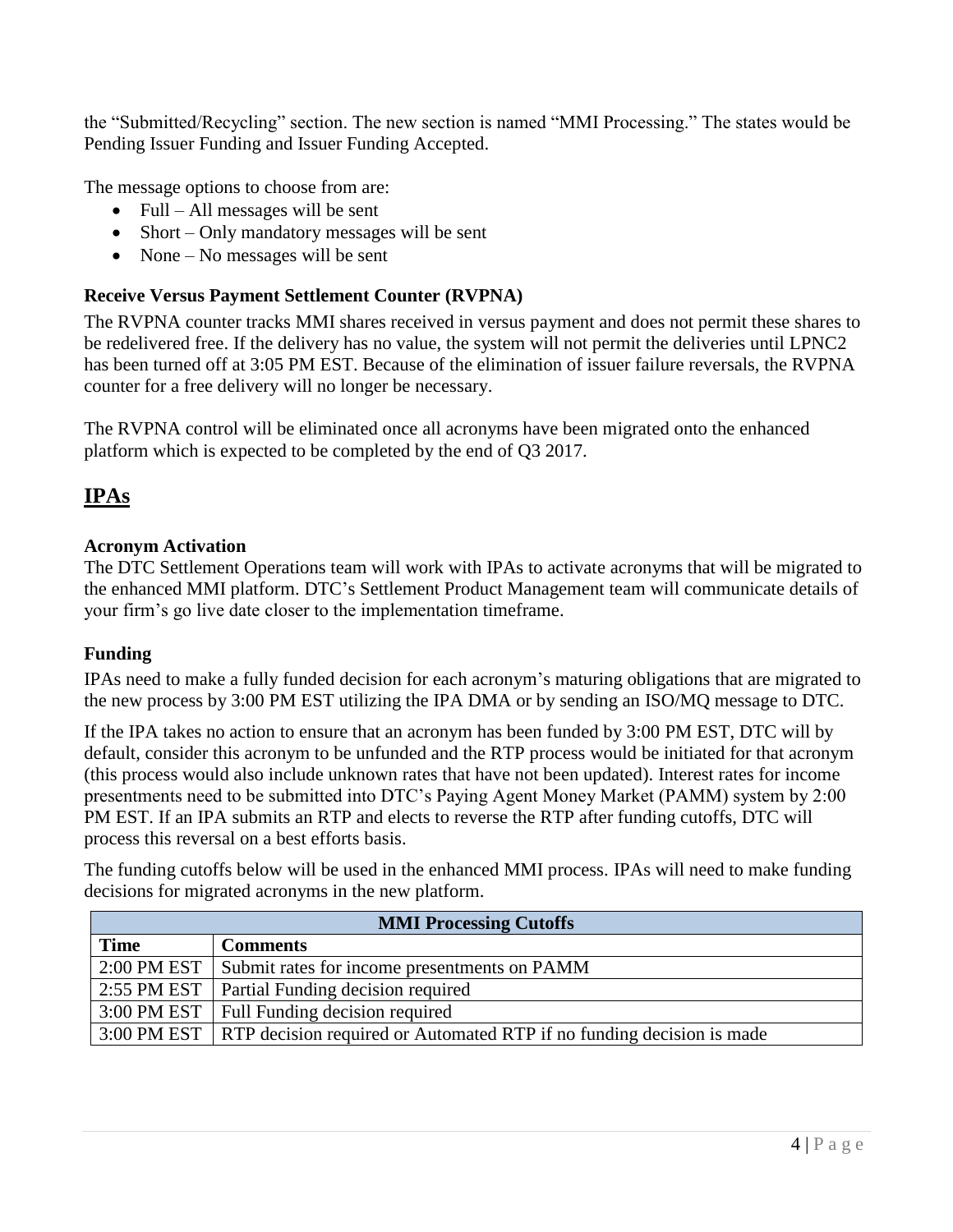the "Submitted/Recycling" section. The new section is named "MMI Processing." The states would be Pending Issuer Funding and Issuer Funding Accepted.

The message options to choose from are:

- Full – All messages will be sent
- Short – Only mandatory messages will be sent
- None – No messages will be sent

### Receive Versus Payment Settlement Counter (RVPNA)

The RVPNA counter tracks MMI shares received in versus payment and does not permit these shares to be redelivered free. If the delivery has no value, the system will not permit the deliveries until LPNC2 has been turned off at 3:05 PM EST. Because of the elimination of issuer failure reversals, the RVPNA counter for a free delivery will no longer be necessary.

The RVPNA control will be eliminated once all acronyms have been migrated onto the enhanced platform which is expected to be completed by the end of Q3 2017.

## IPAs

### Acronym Activation

The DTC Settlement Operations team will work with IPAs to activate acronyms that will be migrated to the enhanced MMI platform. DTC's Settlement Product Management team will communicate details of your firm's go live date closer to the implementation timeframe.

### Funding

IPAs need to make a fully funded decision for each acronym's maturing obligations that are migrated to the new process by 3:00 PM EST utilizing the IPA DMA or by sending an ISO/MQ message to DTC.

If the IPA takes no action to ensure that an acronym has been funded by 3:00 PM EST, DTC will by default, consider this acronym to be unfunded and the RTP process would be initiated for that acronym (this process would also include unknown rates that have not been updated). Interest rates for income presentments need to be submitted into DTC's Paying Agent Money Market (PAMM) system by 2:00 PM EST. If an IPA submits an RTP and elects to reverse the RTP after funding cutoffs, DTC will process this reversal on a best efforts basis.

The funding cutoffs below will be used in the enhanced MMI process. IPAs will need to make funding decisions for migrated acronyms in the new platform.

| MMI Processing Cutoffs | |
|---|---|
| **Time** | **Comments** |
| 2:00 PM EST | Submit rates for income presentments on PAMM |
| 2:55 PM EST | Partial Funding decision required |
| 3:00 PM EST | Full Funding decision required |
| 3:00 PM EST | RTP decision required or Automated RTP if no funding decision is made |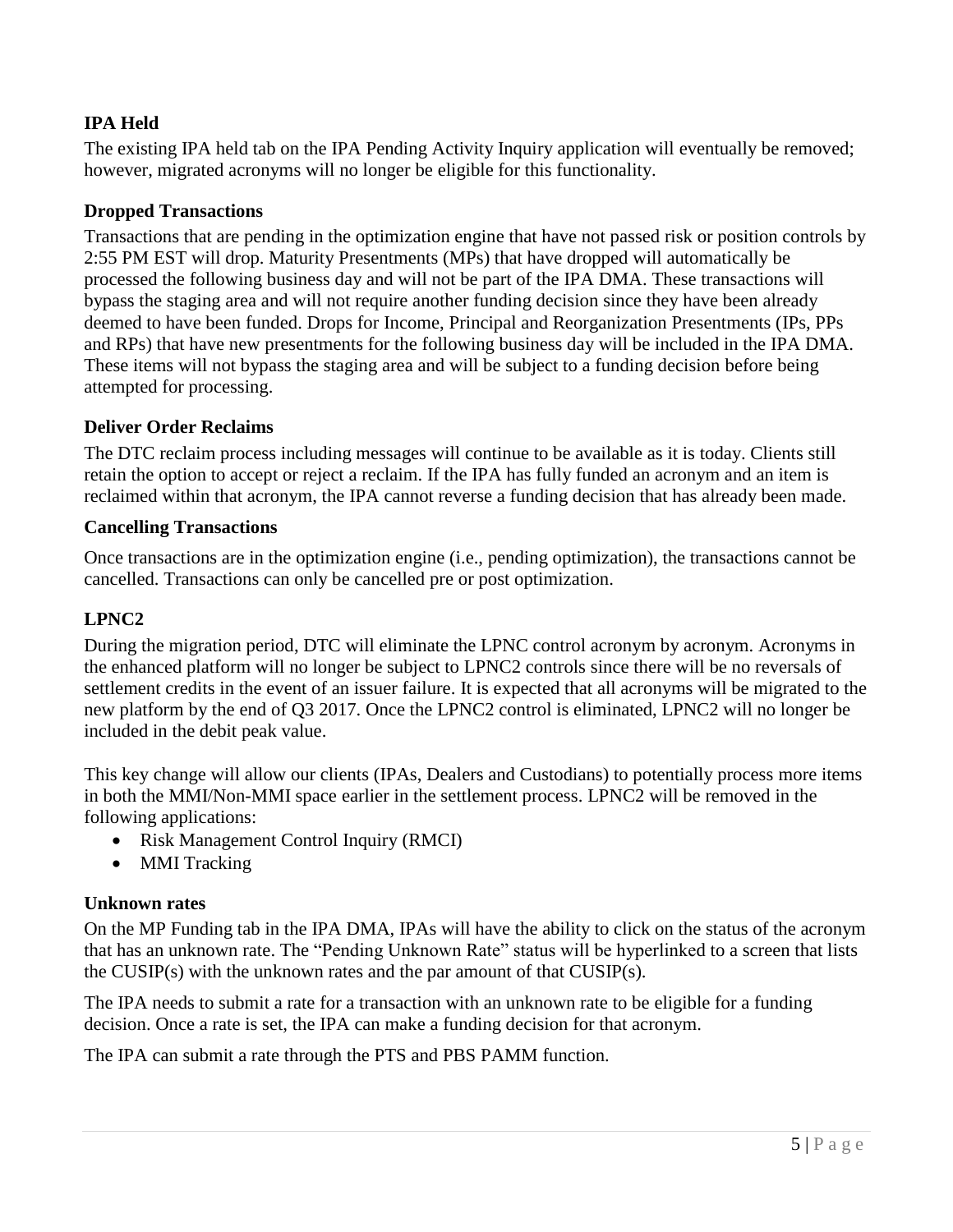### IPA Held

The existing IPA held tab on the IPA Pending Activity Inquiry application will eventually be removed; however, migrated acronyms will no longer be eligible for this functionality.

### Dropped Transactions

Transactions that are pending in the optimization engine that have not passed risk or position controls by 2:55 PM EST will drop. Maturity Presentments (MPs) that have dropped will automatically be processed the following business day and will not be part of the IPA DMA. These transactions will bypass the staging area and will not require another funding decision since they have been already deemed to have been funded. Drops for Income, Principal and Reorganization Presentments (IPs, PPs and RPs) that have new presentments for the following business day will be included in the IPA DMA. These items will not bypass the staging area and will be subject to a funding decision before being attempted for processing.

### Deliver Order Reclaims

The DTC reclaim process including messages will continue to be available as it is today. Clients still retain the option to accept or reject a reclaim. If the IPA has fully funded an acronym and an item is reclaimed within that acronym, the IPA cannot reverse a funding decision that has already been made.

### Cancelling Transactions

Once transactions are in the optimization engine (i.e., pending optimization), the transactions cannot be cancelled. Transactions can only be cancelled pre or post optimization.

### LPNC2

During the migration period, DTC will eliminate the LPNC control acronym by acronym. Acronyms in the enhanced platform will no longer be subject to LPNC2 controls since there will be no reversals of settlement credits in the event of an issuer failure. It is expected that all acronyms will be migrated to the new platform by the end of Q3 2017. Once the LPNC2 control is eliminated, LPNC2 will no longer be included in the debit peak value.

This key change will allow our clients (IPAs, Dealers and Custodians) to potentially process more items in both the MMI/Non-MMI space earlier in the settlement process. LPNC2 will be removed in the following applications:

- Risk Management Control Inquiry (RMCI)
- MMI Tracking

### Unknown rates

On the MP Funding tab in the IPA DMA, IPAs will have the ability to click on the status of the acronym that has an unknown rate. The "Pending Unknown Rate" status will be hyperlinked to a screen that lists the CUSIP(s) with the unknown rates and the par amount of that CUSIP(s).

The IPA needs to submit a rate for a transaction with an unknown rate to be eligible for a funding decision. Once a rate is set, the IPA can make a funding decision for that acronym.

The IPA can submit a rate through the PTS and PBS PAMM function.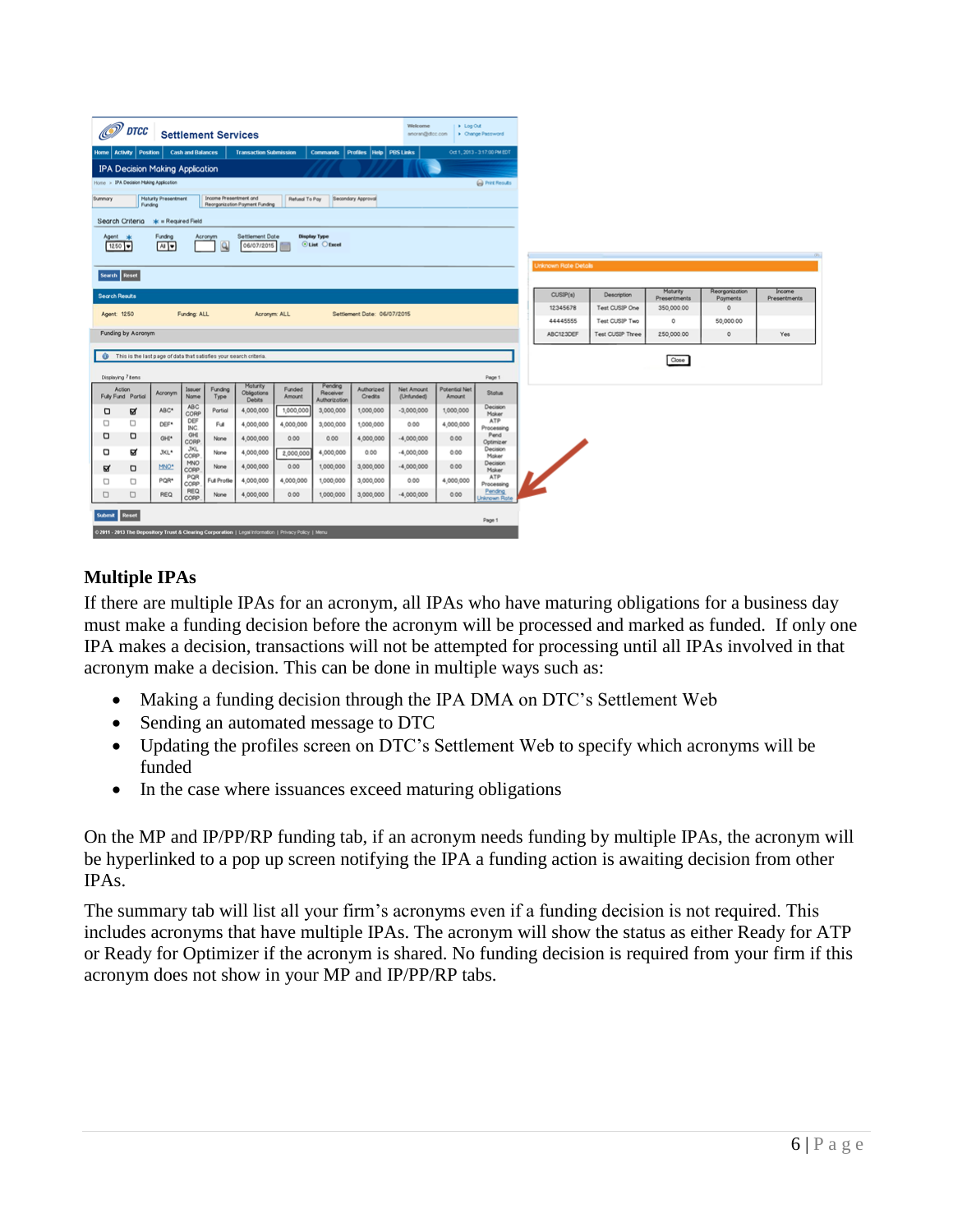## Multiple IPAs

If there are multiple IPAs for an acronym, all IPAs who have maturing obligations for a business day must make a funding decision before the acronym will be processed and marked as funded. If only one IPA makes a decision, transactions will not be attempted for processing until all IPAs involved in that acronym make a decision. This can be done in multiple ways such as:

- Making a funding decision through the IPA DMA on DTC's Settlement Web
- Sending an automated message to DTC
- Updating the profiles screen on DTC's Settlement Web to specify which acronyms will be funded
- In the case where issuances exceed maturing obligations

On the MP and IP/PP/RP funding tab, if an acronym needs funding by multiple IPAs, the acronym will be hyperlinked to a pop up screen notifying the IPA a funding action is awaiting decision from other IPAs.

The summary tab will list all your firm's acronyms even if a funding decision is not required. This includes acronyms that have multiple IPAs. The acronym will show the status as either Ready for ATP or Ready for Optimizer if the acronym is shared. No funding decision is required from your firm if this acronym does not show in your MP and IP/PP/RP tabs.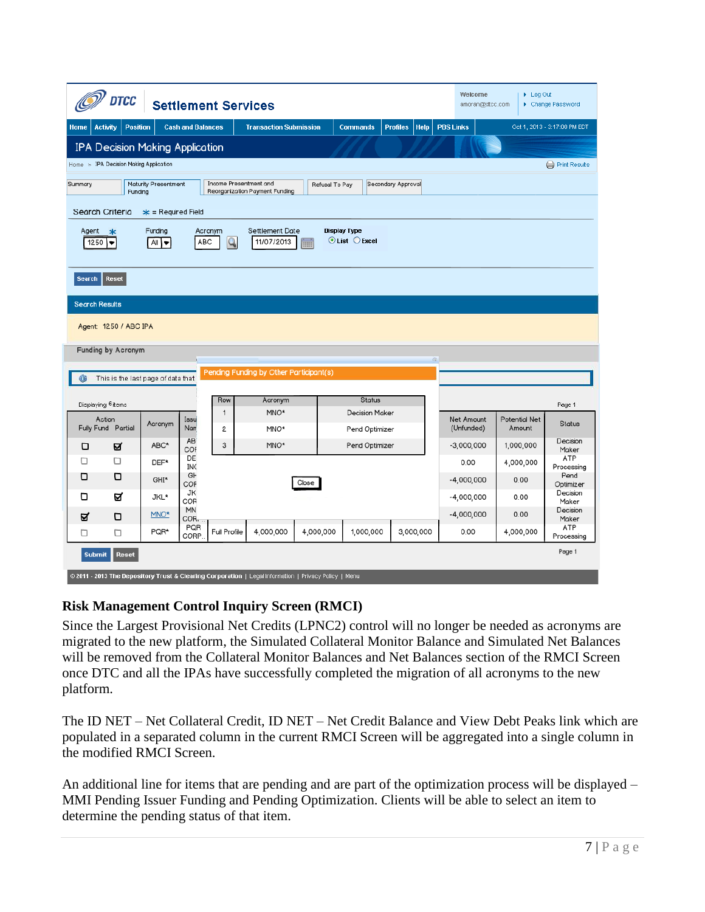DTCC **Settlement Services**

Welcome amoran@dtcc.com | Log Out | Change Password

Home | Activity | Position | Cash and Balances | Transaction Submission | Commands | Profiles | Help | PBS Links | Oct 1, 2013 - 3:17:00 PM EDT

**IPA Decision Making Application**

Home > IPA Decision Making Application | Print Results

Summary | Maturity Presentment Funding | Income Presentment and Reorganization Payment Funding | Refusal To Pay | Secondary Approval

Search Criteria * = Required Field

Agent * 1250 | Funding All | Acronym ABC | Settlement Date 11/07/2013 | Display Type: List / Excel

Search | Reset

**Search Results**

Agent: 1250 / ABC IPA

**Funding by Acronym**

This is the last page of data that

Displaying 6 items | Page 1

**Pending Funding by Other Participant(s)**

| Row | Acronym | Status |
|---|---|---|
| 1 | MNO* | Decision Maker |
| 2 | MNO* | Pend Optimizer |
| 3 | MNO* | Pend Optimizer |

Close

| Action Fully Fund | Action Partial | Acronym | Issuer Name | | | | | | Net Amount (Unfunded) | Potential Net Amount | Status |
|---|---|---|---|---|---|---|---|---|---|---|---|
| ☐ | ☑ | ABC* | AB COR | | | | | | -3,000,000 | 1,000,000 | Decision Maker |
| ☐ | ☐ | DEF* | DE INC | | | | | | 0.00 | 4,000,000 | ATP Processing |
| ☐ | ☐ | GHI* | GH COR | | | | | | -4,000,000 | 0.00 | Pend Optimizer |
| ☐ | ☑ | JKL* | JK COR | | | | | | -4,000,000 | 0.00 | Decision Maker |
| ☑ | ☐ | MNO* | MN COR | | | | | | -4,000,000 | 0.00 | Decision Maker |
| ☐ | ☐ | PQR* | PQR CORP. | Full Profile | 4,000,000 | 4,000,000 | 1,000,000 | 3,000,000 | 0.00 | 4,000,000 | ATP Processing |

Submit | Reset | Page 1

© 2011 - 2013 The Depository Trust & Clearing Corporation | Legal Information | Privacy Policy | Menu

### Risk Management Control Inquiry Screen (RMCI)

Since the Largest Provisional Net Credits (LPNC2) control will no longer be needed as acronyms are migrated to the new platform, the Simulated Collateral Monitor Balance and Simulated Net Balances will be removed from the Collateral Monitor Balances and Net Balances section of the RMCI Screen once DTC and all the IPAs have successfully completed the migration of all acronyms to the new platform.

The ID NET – Net Collateral Credit, ID NET – Net Credit Balance and View Debt Peaks link which are populated in a separated column in the current RMCI Screen will be aggregated into a single column in the modified RMCI Screen.

An additional line for items that are pending and are part of the optimization process will be displayed – MMI Pending Issuer Funding and Pending Optimization. Clients will be able to select an item to determine the pending status of that item.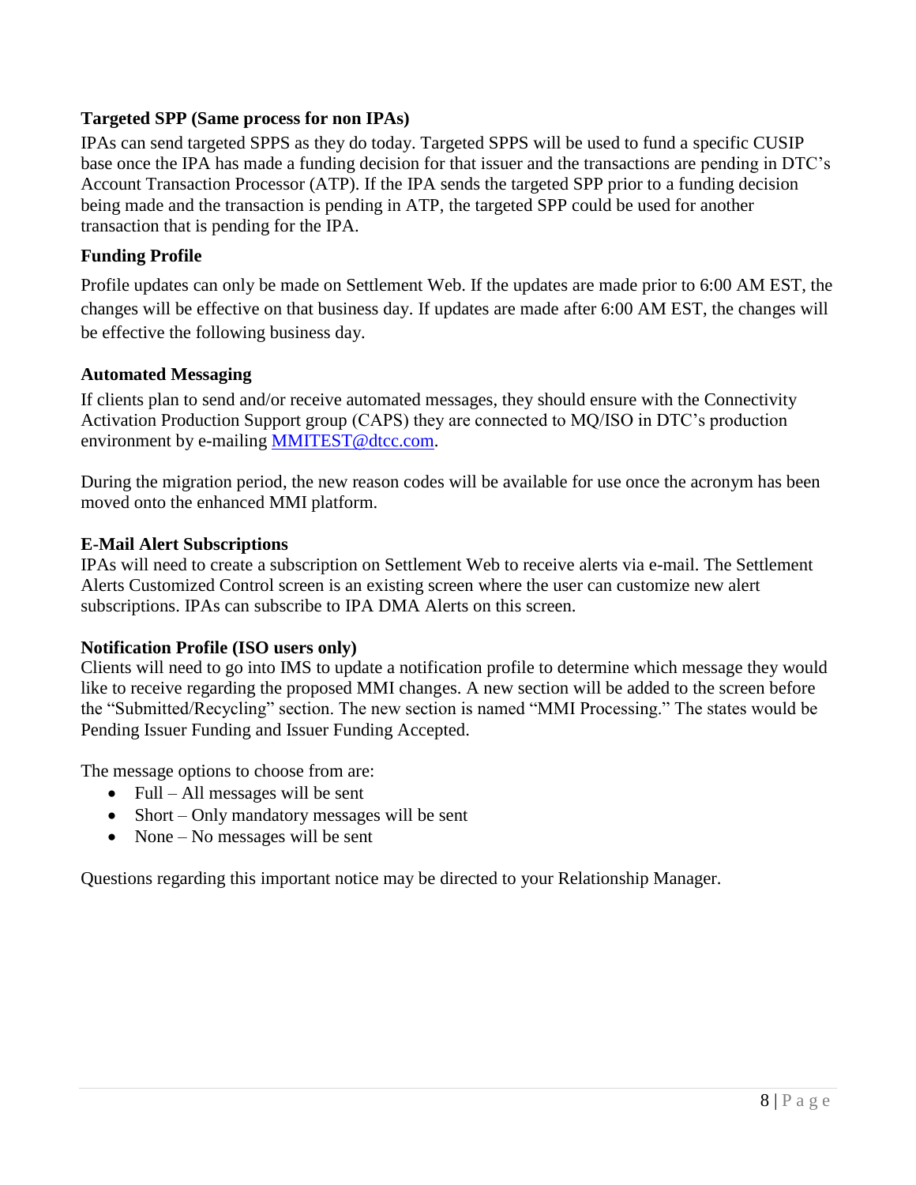**Targeted SPP (Same process for non IPAs)**

IPAs can send targeted SPPS as they do today. Targeted SPPS will be used to fund a specific CUSIP base once the IPA has made a funding decision for that issuer and the transactions are pending in DTC's Account Transaction Processor (ATP). If the IPA sends the targeted SPP prior to a funding decision being made and the transaction is pending in ATP, the targeted SPP could be used for another transaction that is pending for the IPA.

**Funding Profile**

Profile updates can only be made on Settlement Web. If the updates are made prior to 6:00 AM EST, the changes will be effective on that business day. If updates are made after 6:00 AM EST, the changes will be effective the following business day.

**Automated Messaging**

If clients plan to send and/or receive automated messages, they should ensure with the Connectivity Activation Production Support group (CAPS) they are connected to MQ/ISO in DTC's production environment by e-mailing [MMITEST@dtcc.com](mailto:MMITEST@dtcc.com).

During the migration period, the new reason codes will be available for use once the acronym has been moved onto the enhanced MMI platform.

**E-Mail Alert Subscriptions**

IPAs will need to create a subscription on Settlement Web to receive alerts via e-mail. The Settlement Alerts Customized Control screen is an existing screen where the user can customize new alert subscriptions. IPAs can subscribe to IPA DMA Alerts on this screen.

**Notification Profile (ISO users only)**

Clients will need to go into IMS to update a notification profile to determine which message they would like to receive regarding the proposed MMI changes. A new section will be added to the screen before the "Submitted/Recycling" section. The new section is named "MMI Processing." The states would be Pending Issuer Funding and Issuer Funding Accepted.

The message options to choose from are:

- Full – All messages will be sent
- Short – Only mandatory messages will be sent
- None – No messages will be sent

Questions regarding this important notice may be directed to your Relationship Manager.